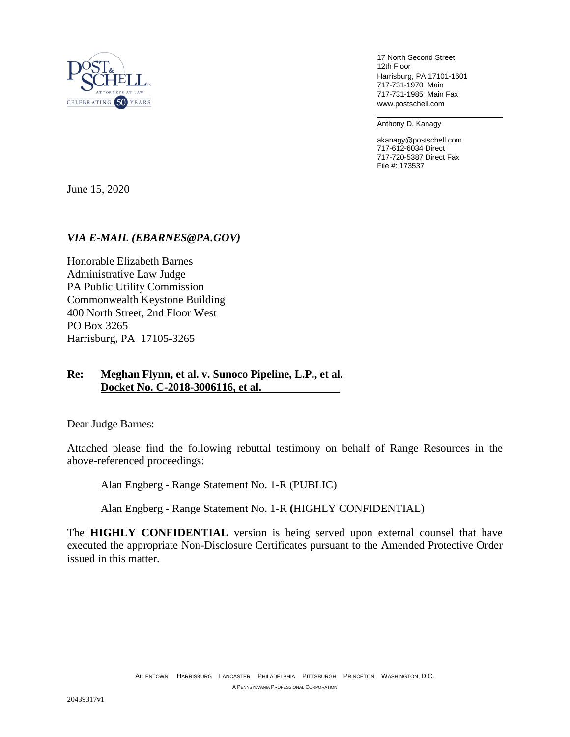POST & SCHELL
ATTORNEYS AT LAW
CELEBRATING 50 YEARS

17 North Second Street
12th Floor
Harrisburg, PA 17101-1601
717-731-1970 Main
717-731-1985 Main Fax
www.postschell.com

Anthony D. Kanagy

akanagy@postschell.com
717-612-6034 Direct
717-720-5387 Direct Fax
File #: 173537

June 15, 2020

***VIA E-MAIL (EBARNES@PA.GOV)***

Honorable Elizabeth Barnes
Administrative Law Judge
PA Public Utility Commission
Commonwealth Keystone Building
400 North Street, 2nd Floor West
PO Box 3265
Harrisburg, PA 17105-3265

**Re: Meghan Flynn, et al. v. Sunoco Pipeline, L.P., et al.**
**Docket No. C-2018-3006116, et al.**

Dear Judge Barnes:

Attached please find the following rebuttal testimony on behalf of Range Resources in the above-referenced proceedings:

Alan Engberg - Range Statement No. 1-R (PUBLIC)

Alan Engberg - Range Statement No. 1-R **(**HIGHLY CONFIDENTIAL)

The **HIGHLY CONFIDENTIAL** version is being served upon external counsel that have executed the appropriate Non-Disclosure Certificates pursuant to the Amended Protective Order issued in this matter.

ALLENTOWN HARRISBURG LANCASTER PHILADELPHIA PITTSBURGH PRINCETON WASHINGTON, D.C.

A PENNSYLVANIA PROFESSIONAL CORPORATION

20439317v1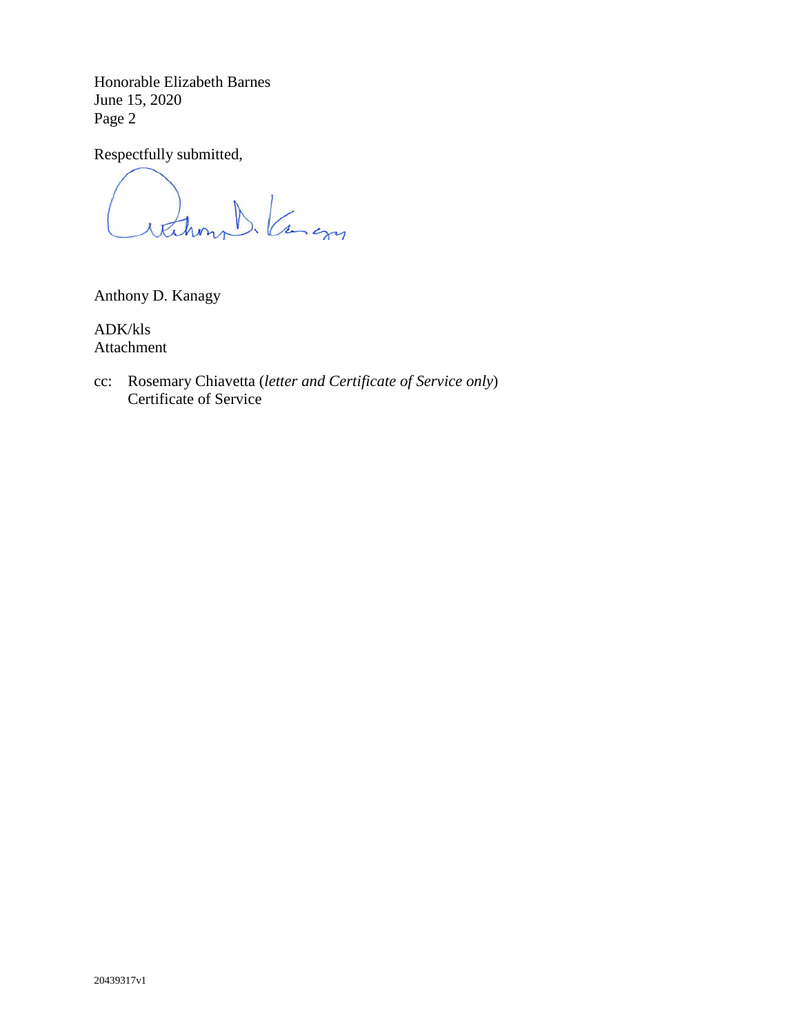Respectfully submitted,

Anthony D. Kanagy

ADK/kls
Attachment

cc: Rosemary Chiavetta (*letter and Certificate of Service only*)
Certificate of Service

20439317v1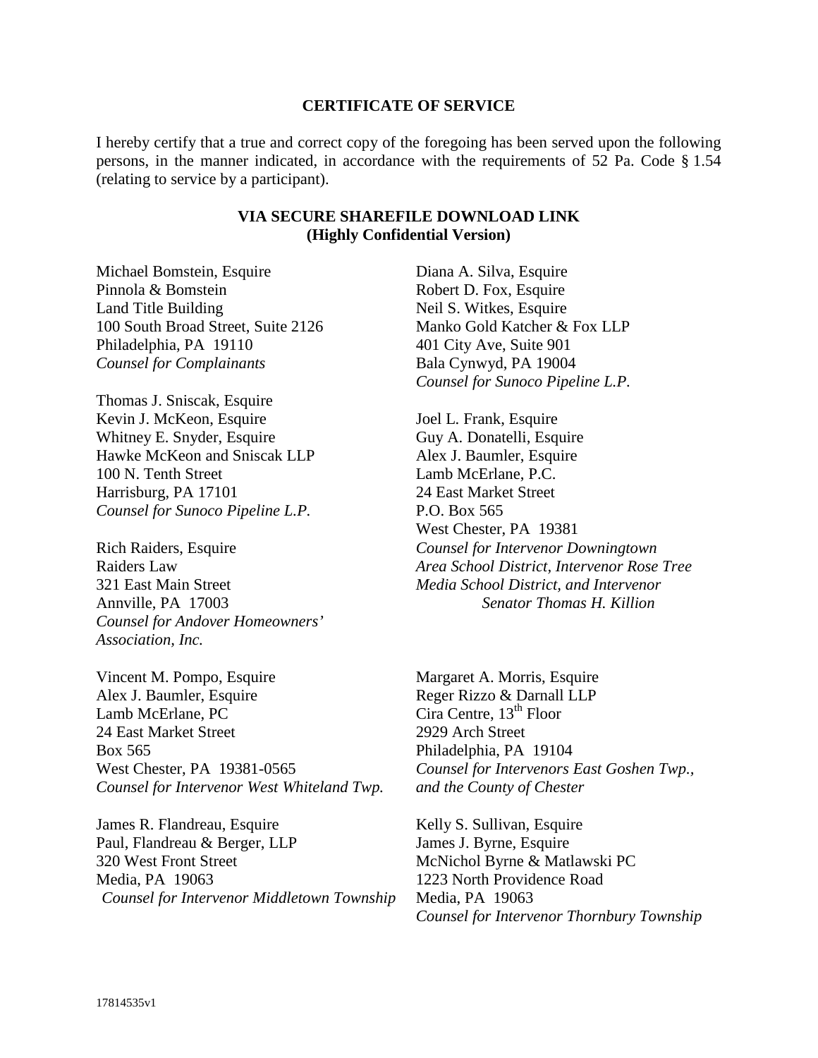**CERTIFICATE OF SERVICE**

I hereby certify that a true and correct copy of the foregoing has been served upon the following persons, in the manner indicated, in accordance with the requirements of 52 Pa. Code § 1.54 (relating to service by a participant).

**VIA SECURE SHAREFILE DOWNLOAD LINK**
**(Highly Confidential Version)**

Michael Bomstein, Esquire
Pinnola & Bomstein
Land Title Building
100 South Broad Street, Suite 2126
Philadelphia, PA 19110
*Counsel for Complainants*

Thomas J. Sniscak, Esquire
Kevin J. McKeon, Esquire
Whitney E. Snyder, Esquire
Hawke McKeon and Sniscak LLP
100 N. Tenth Street
Harrisburg, PA 17101
*Counsel for Sunoco Pipeline L.P.*

Rich Raiders, Esquire
Raiders Law
321 East Main Street
Annville, PA 17003
*Counsel for Andover Homeowners' Association, Inc.*

Diana A. Silva, Esquire
Robert D. Fox, Esquire
Neil S. Witkes, Esquire
Manko Gold Katcher & Fox LLP
401 City Ave, Suite 901
Bala Cynwyd, PA 19004
*Counsel for Sunoco Pipeline L.P.*

Joel L. Frank, Esquire
Guy A. Donatelli, Esquire
Alex J. Baumler, Esquire
Lamb McErlane, P.C.
24 East Market Street
P.O. Box 565
West Chester, PA 19381
*Counsel for Intervenor Downingtown Area School District, Intervenor Rose Tree Media School District, and Intervenor Senator Thomas H. Killion*

Vincent M. Pompo, Esquire
Alex J. Baumler, Esquire
Lamb McErlane, PC
24 East Market Street
Box 565
West Chester, PA 19381-0565
*Counsel for Intervenor West Whiteland Twp.*

Margaret A. Morris, Esquire
Reger Rizzo & Darnall LLP
Cira Centre, 13th Floor
2929 Arch Street
Philadelphia, PA 19104
*Counsel for Intervenors East Goshen Twp., and the County of Chester*

James R. Flandreau, Esquire
Paul, Flandreau & Berger, LLP
320 West Front Street
Media, PA 19063
*Counsel for Intervenor Middletown Township*

Kelly S. Sullivan, Esquire
James J. Byrne, Esquire
McNichol Byrne & Matlawski PC
1223 North Providence Road
Media, PA 19063
*Counsel for Intervenor Thornbury Township*

17814535v1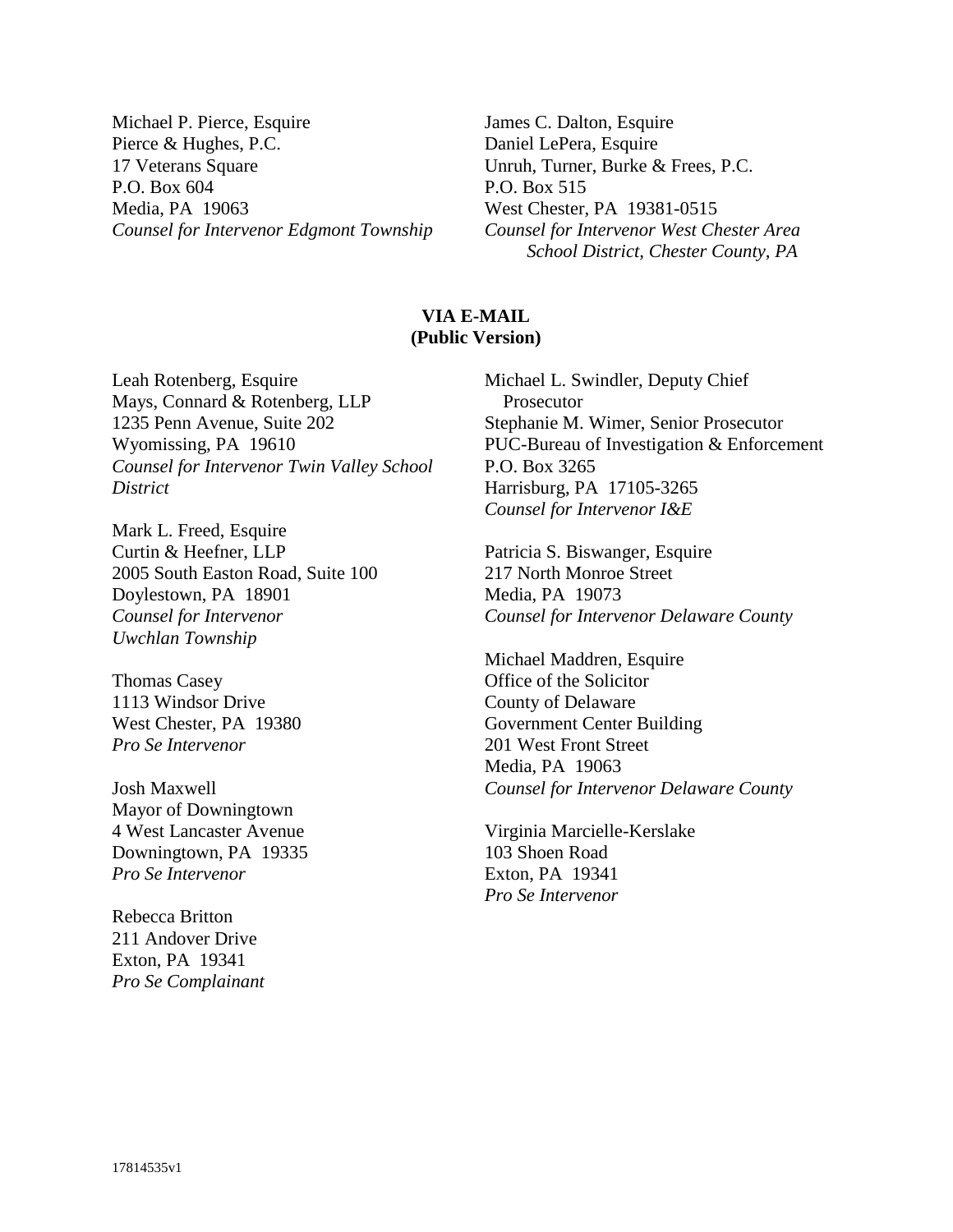Michael P. Pierce, Esquire
Pierce & Hughes, P.C.
17 Veterans Square
P.O. Box 604
Media, PA 19063
*Counsel for Intervenor Edgmont Township*

James C. Dalton, Esquire
Daniel LePera, Esquire
Unruh, Turner, Burke & Frees, P.C.
P.O. Box 515
West Chester, PA 19381-0515
*Counsel for Intervenor West Chester Area School District, Chester County, PA*

**VIA E-MAIL**
**(Public Version)**

Leah Rotenberg, Esquire
Mays, Connard & Rotenberg, LLP
1235 Penn Avenue, Suite 202
Wyomissing, PA 19610
*Counsel for Intervenor Twin Valley School District*

Mark L. Freed, Esquire
Curtin & Heefner, LLP
2005 South Easton Road, Suite 100
Doylestown, PA 18901
*Counsel for Intervenor Uwchlan Township*

Thomas Casey
1113 Windsor Drive
West Chester, PA 19380
*Pro Se Intervenor*

Josh Maxwell
Mayor of Downingtown
4 West Lancaster Avenue
Downingtown, PA 19335
*Pro Se Intervenor*

Rebecca Britton
211 Andover Drive
Exton, PA 19341
*Pro Se Complainant*

Michael L. Swindler, Deputy Chief Prosecutor
Stephanie M. Wimer, Senior Prosecutor
PUC-Bureau of Investigation & Enforcement
P.O. Box 3265
Harrisburg, PA 17105-3265
*Counsel for Intervenor I&E*

Patricia S. Biswanger, Esquire
217 North Monroe Street
Media, PA 19073
*Counsel for Intervenor Delaware County*

Michael Maddren, Esquire
Office of the Solicitor
County of Delaware
Government Center Building
201 West Front Street
Media, PA 19063
*Counsel for Intervenor Delaware County*

Virginia Marcielle-Kerslake
103 Shoen Road
Exton, PA 19341
*Pro Se Intervenor*

17814535v1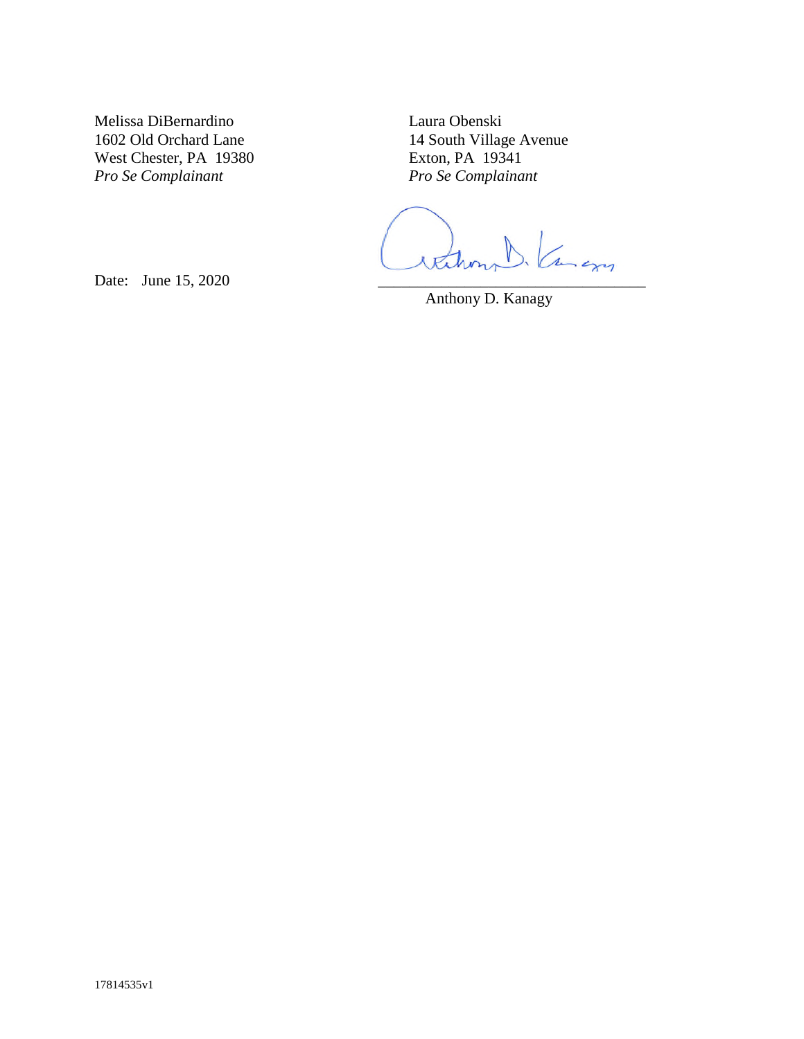Melissa DiBernardino
1602 Old Orchard Lane
West Chester, PA 19380
*Pro Se Complainant*

Laura Obenski
14 South Village Avenue
Exton, PA 19341
*Pro Se Complainant*

Date: June 15, 2020

\_\_\_\_\_\_\_\_\_\_\_\_\_\_\_\_\_\_\_\_\_\_\_\_\_\_\_\_\_\_\_\_\_\_\_\_

Anthony D. Kanagy

17814535v1